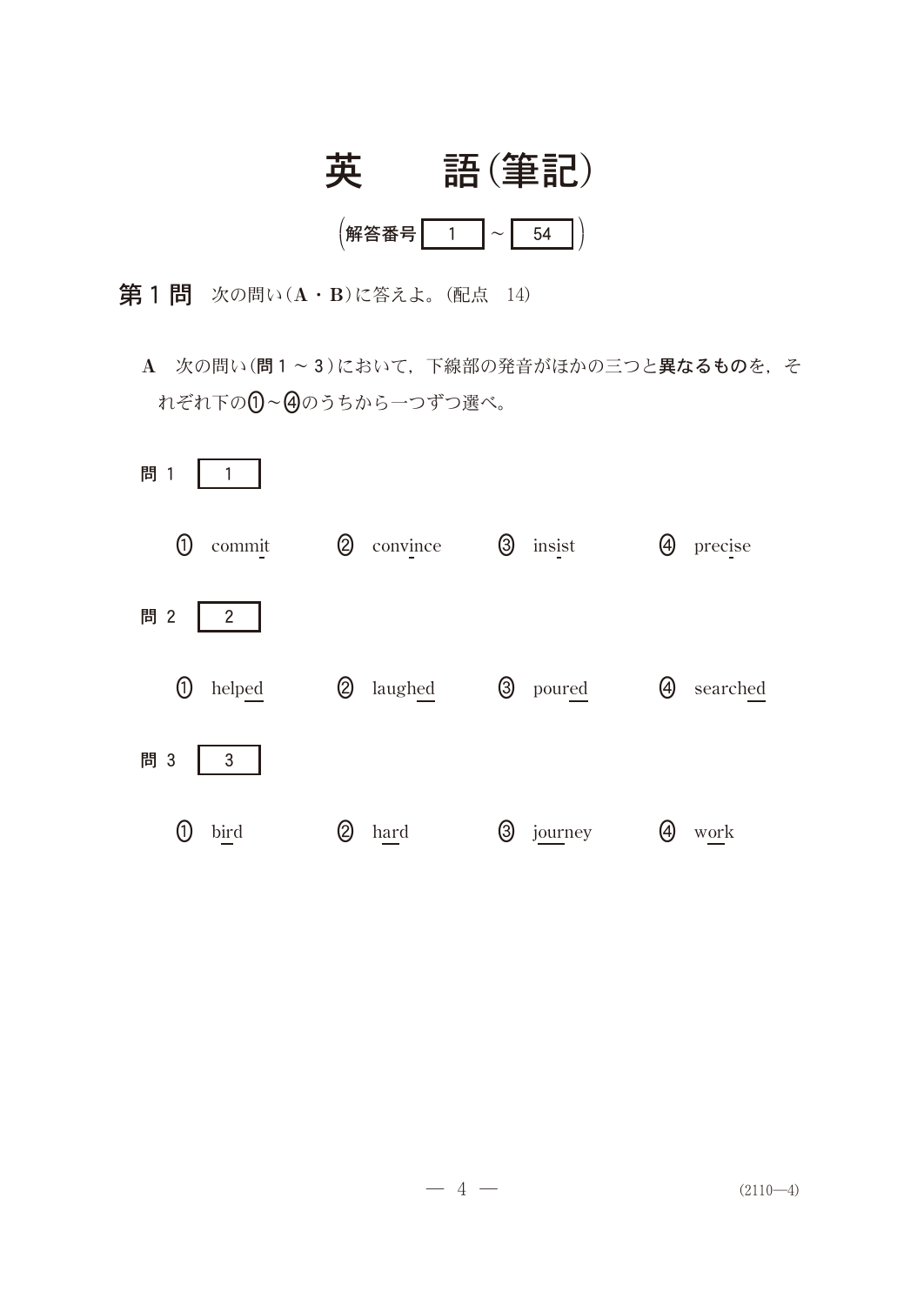# 英　　語(筆記)

(解答番号 1 ～ 54)

## 第1問　次の問い(A・B)に答えよ。(配点　14)

**A**　次の問い(問1～3)において，下線部の発音がほかの三つと**異なるもの**を，それぞれ下の①～④のうちから一つずつ選べ。

**問1**　1

① comm<u>i</u>t　② conv<u>i</u>nce　③ ins<u>i</u>st　④ prec<u>i</u>se

**問2**　2

① help<u>ed</u>　② laugh<u>ed</u>　③ pour<u>ed</u>　④ search<u>ed</u>

**問3**　3

① b<u>ir</u>d　② h<u>ar</u>d　③ j<u>our</u>ney　④ w<u>or</u>k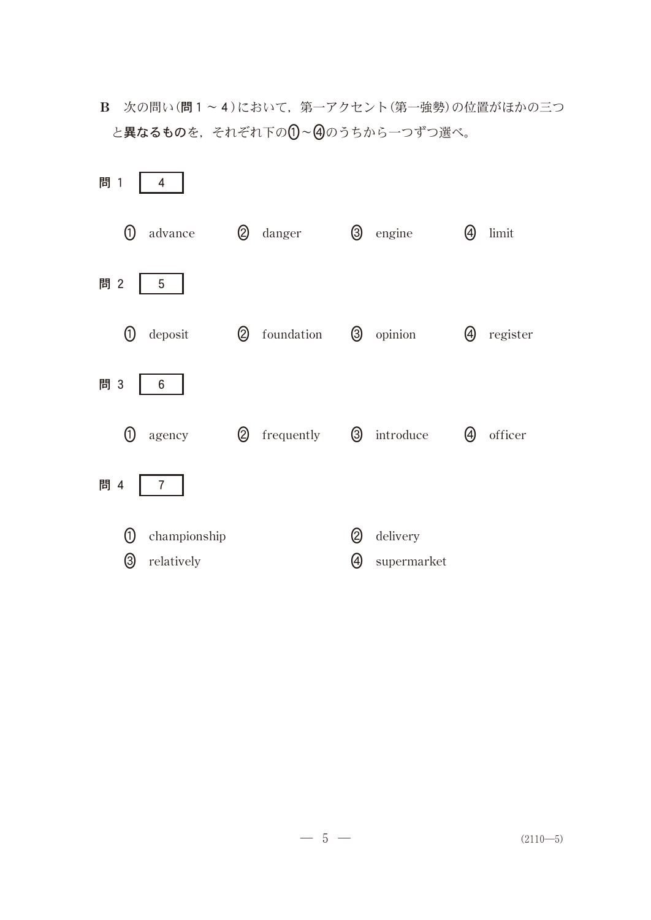**B**　次の問い(**問１～４**)において，第一アクセント(第一強勢)の位置がほかの三つと**異なるもの**を，それぞれ下の①～④のうちから一つずつ選べ。

**問 1**　[ 4 ]

① advance　② danger　③ engine　④ limit

**問 2**　[ 5 ]

① deposit　② foundation　③ opinion　④ register

**問 3**　[ 6 ]

① agency　② frequently　③ introduce　④ officer

**問 4**　[ 7 ]

① championship　② delivery
③ relatively　④ supermarket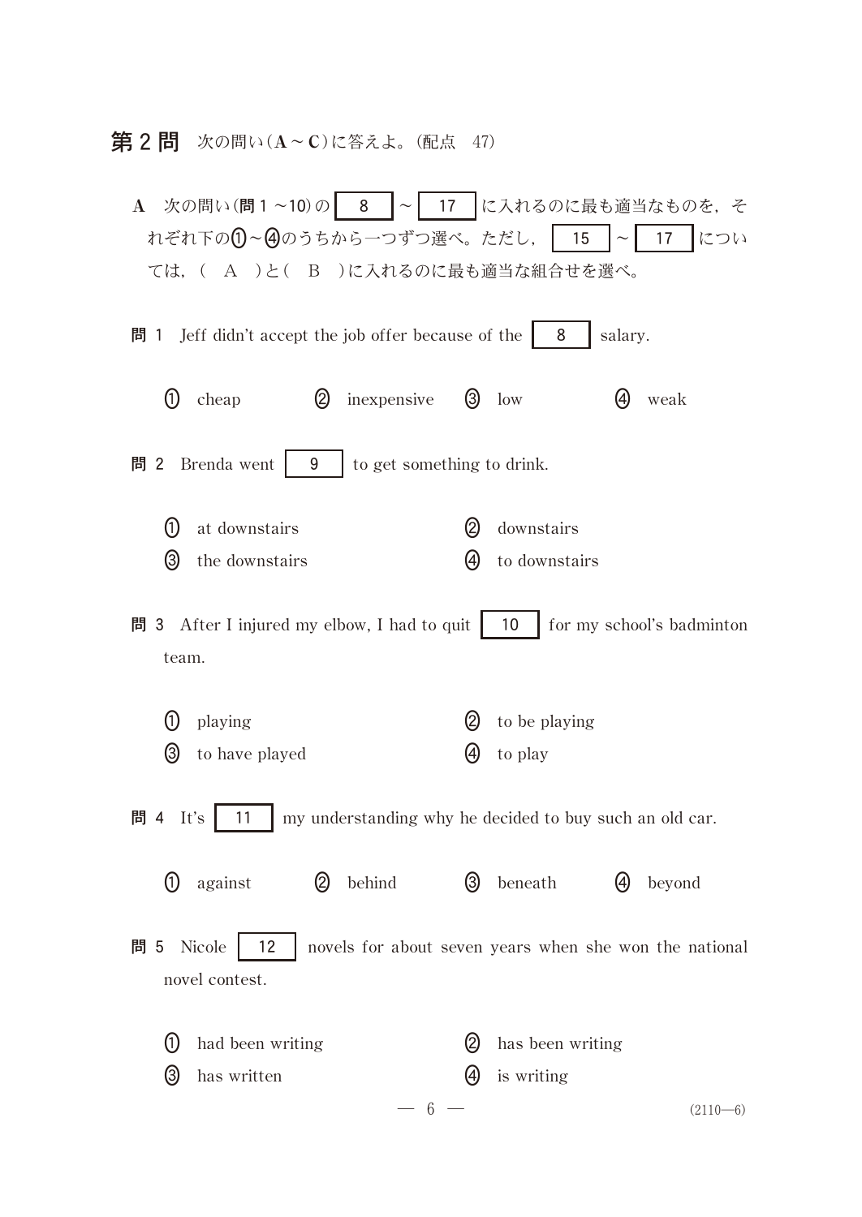## 第２問　次の問い（A〜C）に答えよ。（配点　47）

**A**　次の問い（問１〜10）の［ 8 ］〜［ 17 ］に入れるのに最も適当なものを，それぞれ下の①〜④のうちから一つずつ選べ。ただし，［ 15 ］〜［ 17 ］については，（　A　）と（　B　）に入れるのに最も適当な組合せを選べ。

**問１**　Jeff didn't accept the job offer because of the ［ 8 ］ salary.

① cheap　② inexpensive　③ low　④ weak

**問２**　Brenda went ［ 9 ］ to get something to drink.

① at downstairs　② downstairs
③ the downstairs　④ to downstairs

**問３**　After I injured my elbow, I had to quit ［ 10 ］ for my school's badminton team.

① playing　② to be playing
③ to have played　④ to play

**問４**　It's ［ 11 ］ my understanding why he decided to buy such an old car.

① against　② behind　③ beneath　④ beyond

**問５**　Nicole ［ 12 ］ novels for about seven years when she won the national novel contest.

① had been writing　② has been writing
③ has written　④ is writing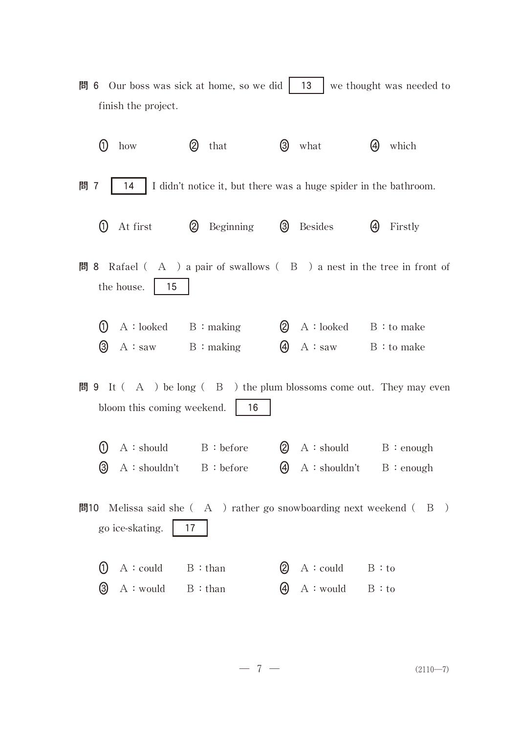問 6　Our boss was sick at home, so we did [ 13 ] we thought was needed to finish the project.

① how　② that　③ what　④ which

問 7　[ 14 ] I didn't notice it, but there was a huge spider in the bathroom.

① At first　② Beginning　③ Besides　④ Firstly

問 8　Rafael (　A　) a pair of swallows (　B　) a nest in the tree in front of the house. [ 15 ]

① A：looked　B：making　② A：looked　B：to make
③ A：saw　B：making　④ A：saw　B：to make

問 9　It (　A　) be long (　B　) the plum blossoms come out. They may even bloom this coming weekend. [ 16 ]

① A：should　B：before　② A：should　B：enough
③ A：shouldn't　B：before　④ A：shouldn't　B：enough

問10　Melissa said she (　A　) rather go snowboarding next weekend (　B　) go ice-skating. [ 17 ]

① A：could　B：than　② A：could　B：to
③ A：would　B：than　④ A：would　B：to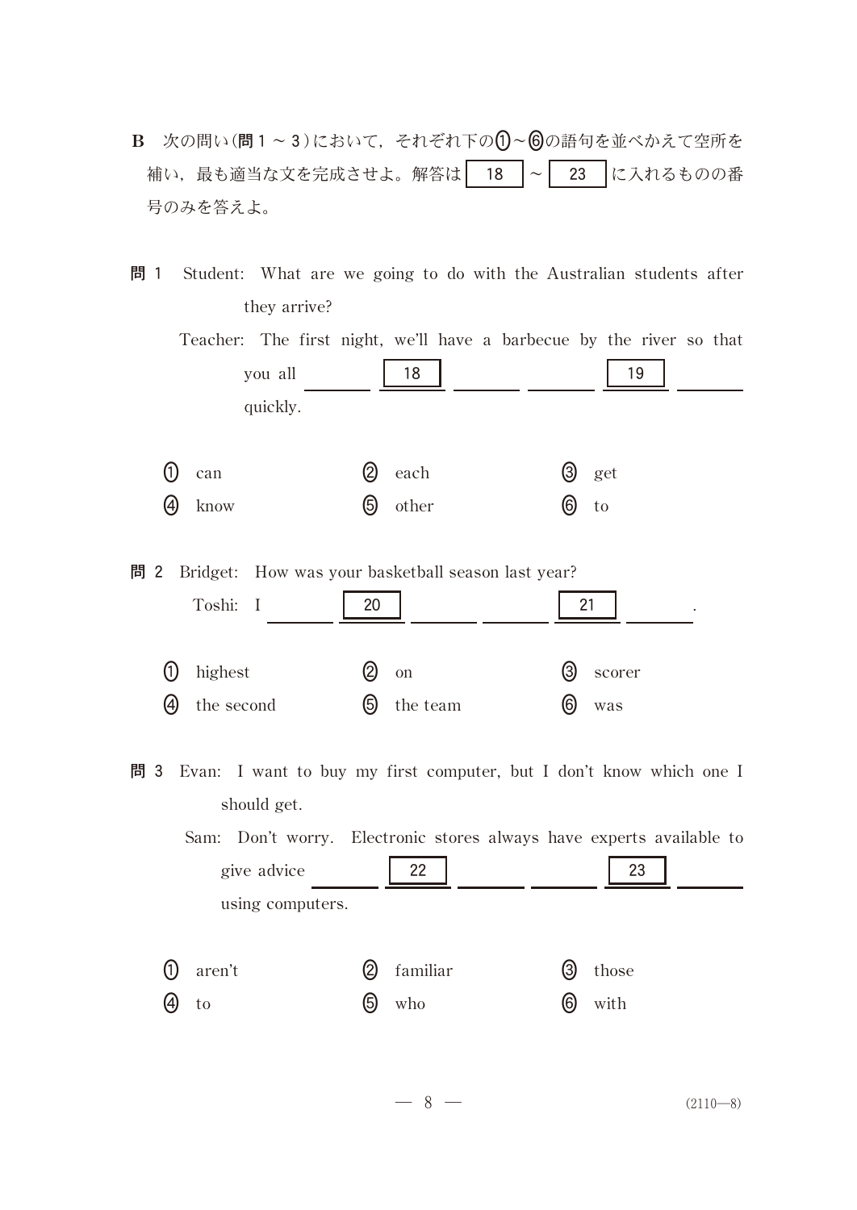**B** 次の問い(**問 1 ～ 3**)において，それぞれ下の①～⑥の語句を並べかえて空所を補い，最も適当な文を完成させよ。解答は [ 18 ] ～ [ 23 ] に入れるものの番号のみを答えよ。

**問 1** Student: What are we going to do with the Australian students after they arrive?

Teacher: The first night, we'll have a barbecue by the river so that you all \_\_\_\_\_ [ 18 ] \_\_\_\_\_ \_\_\_\_\_ [ 19 ] \_\_\_\_\_ quickly.

① can　　② each　　③ get
④ know　　⑤ other　　⑥ to

**問 2** Bridget: How was your basketball season last year?

Toshi: I \_\_\_\_\_ [ 20 ] \_\_\_\_\_ \_\_\_\_\_ [ 21 ] \_\_\_\_\_ .

① highest　　② on　　③ scorer
④ the second　　⑤ the team　　⑥ was

**問 3** Evan: I want to buy my first computer, but I don't know which one I should get.

Sam: Don't worry. Electronic stores always have experts available to give advice \_\_\_\_\_ [ 22 ] \_\_\_\_\_ \_\_\_\_\_ [ 23 ] \_\_\_\_\_ using computers.

① aren't　　② familiar　　③ those
④ to　　⑤ who　　⑥ with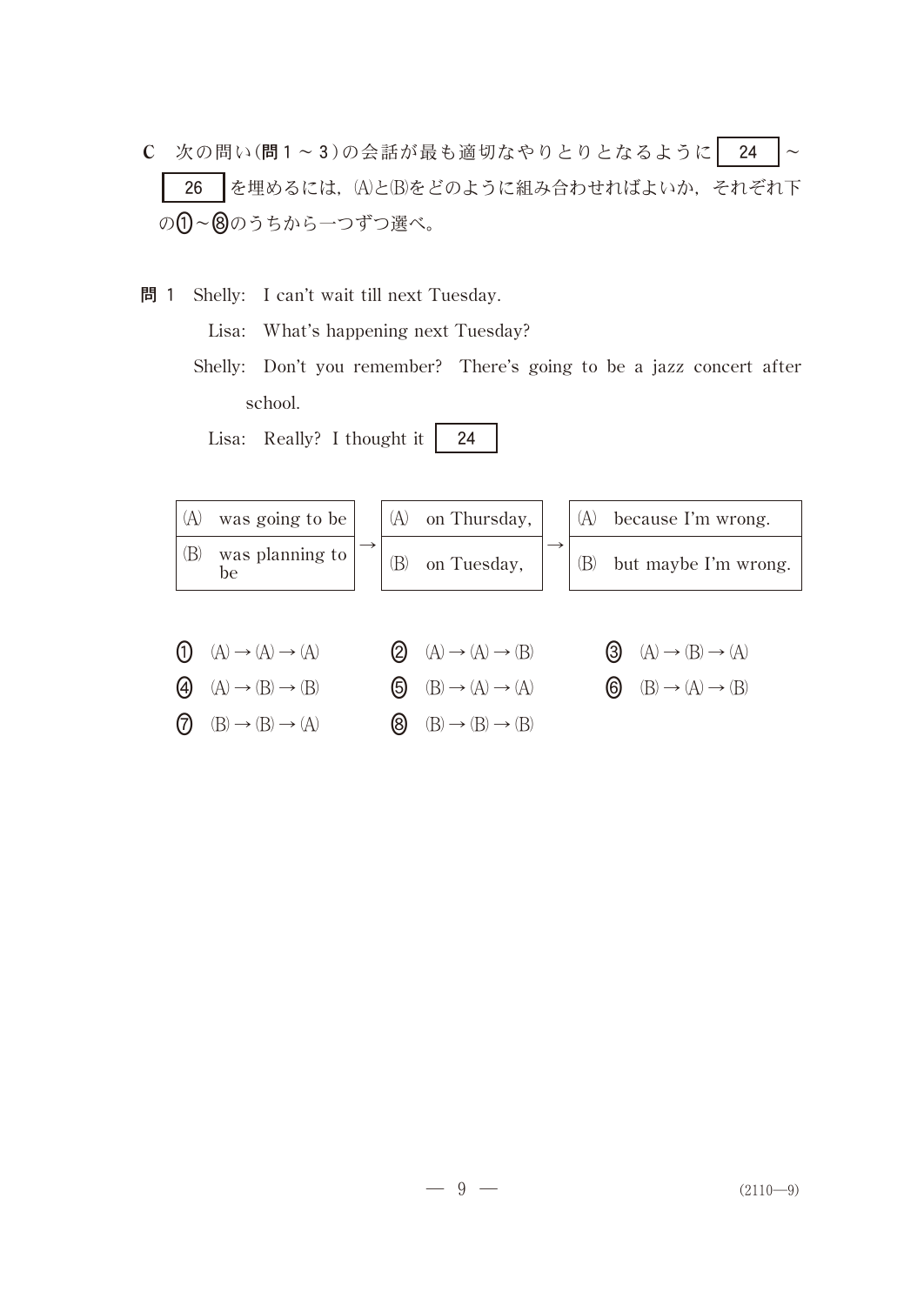**C** 次の問い(**問 1 ～ 3**)の会話が最も適切なやりとりとなるように **24** ～ **26** を埋めるには，(A)と(B)をどのように組み合わせればよいか，それぞれ下の①～⑧のうちから一つずつ選べ。

**問 1** Shelly: I can't wait till next Tuesday.

Lisa: What's happening next Tuesday?

Shelly: Don't you remember? There's going to be a jazz concert after school.

Lisa: Really? I thought it **24**

| | | | | |
|---|---|---|---|---|
| (A) was going to be | → | (A) on Thursday, | → | (A) because I'm wrong. |
| (B) was planning to be | | (B) on Tuesday, | | (B) but maybe I'm wrong. |

① (A) → (A) → (A)　　② (A) → (A) → (B)　　③ (A) → (B) → (A)

④ (A) → (B) → (B)　　⑤ (B) → (A) → (A)　　⑥ (B) → (A) → (B)

⑦ (B) → (B) → (A)　　⑧ (B) → (B) → (B)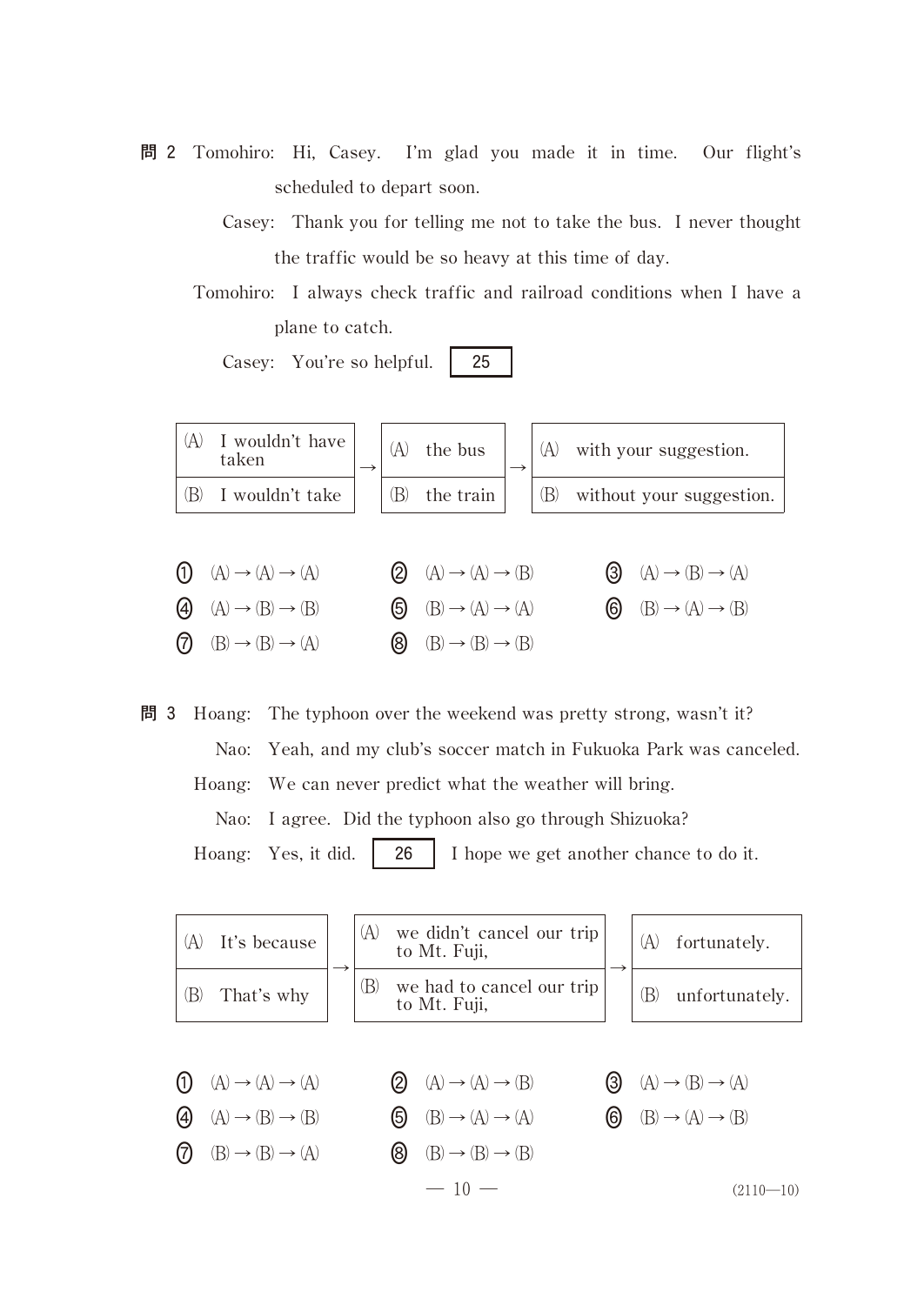**問 2** Tomohiro: Hi, Casey. I'm glad you made it in time. Our flight's scheduled to depart soon.

Casey: Thank you for telling me not to take the bus. I never thought the traffic would be so heavy at this time of day.

Tomohiro: I always check traffic and railroad conditions when I have a plane to catch.

Casey: You're so helpful. **25**

| | | | | |
|---|---|---|---|---|
| (A) I wouldn't have taken | → | (A) the bus | → | (A) with your suggestion. |
| (B) I wouldn't take | | (B) the train | | (B) without your suggestion. |

① (A) → (A) → (A)　② (A) → (A) → (B)　③ (A) → (B) → (A)
④ (A) → (B) → (B)　⑤ (B) → (A) → (A)　⑥ (B) → (A) → (B)
⑦ (B) → (B) → (A)　⑧ (B) → (B) → (B)

**問 3** Hoang: The typhoon over the weekend was pretty strong, wasn't it?

Nao: Yeah, and my club's soccer match in Fukuoka Park was canceled.

Hoang: We can never predict what the weather will bring.

Nao: I agree. Did the typhoon also go through Shizuoka?

Hoang: Yes, it did. **26** I hope we get another chance to do it.

| | | | | |
|---|---|---|---|---|
| (A) It's because | → | (A) we didn't cancel our trip to Mt. Fuji, | → | (A) fortunately. |
| (B) That's why | | (B) we had to cancel our trip to Mt. Fuji, | | (B) unfortunately. |

① (A) → (A) → (A)　② (A) → (A) → (B)　③ (A) → (B) → (A)
④ (A) → (B) → (B)　⑤ (B) → (A) → (A)　⑥ (B) → (A) → (B)
⑦ (B) → (B) → (A)　⑧ (B) → (B) → (B)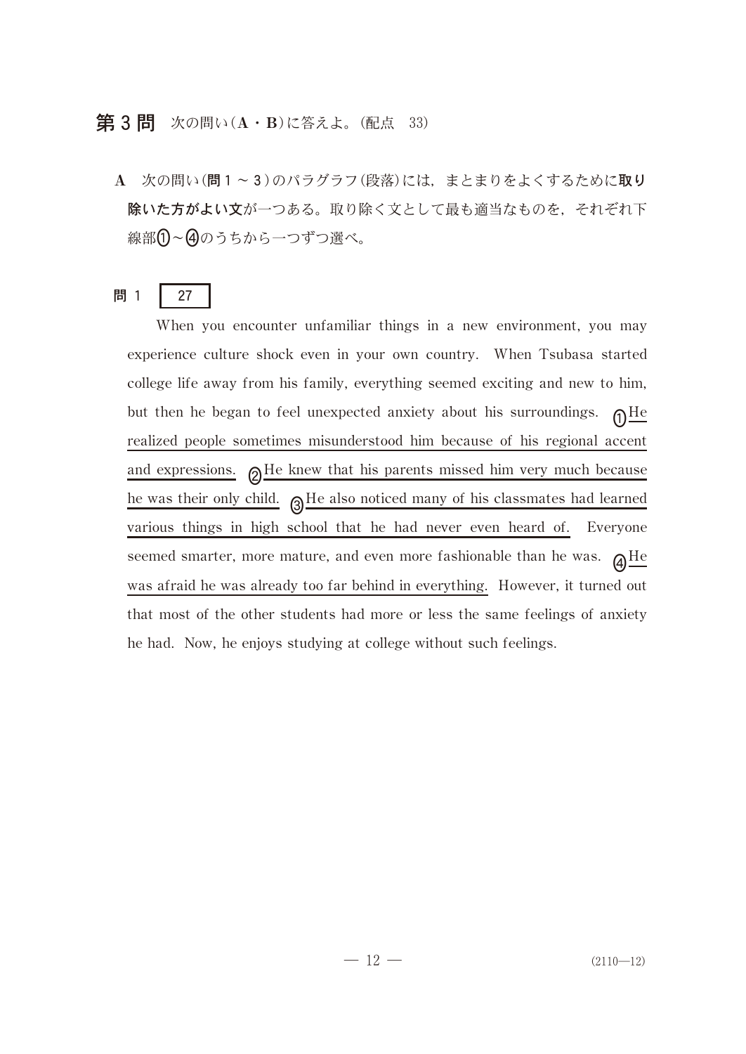## **第 3 問**　次の問い（**A**・**B**）に答えよ。（配点　33）

**A**　次の問い（**問 1 ～ 3**）のパラグラフ（段落）には，まとまりをよくするために**取り除いた方がよい文**が一つある。取り除く文として最も適当なものを，それぞれ下線部①～④のうちから一つずつ選べ。

**問 1**　27

When you encounter unfamiliar things in a new environment, you may experience culture shock even in your own country. When Tsubasa started college life away from his family, everything seemed exciting and new to him, but then he began to feel unexpected anxiety about his surroundings. ①He realized people sometimes misunderstood him because of his regional accent and expressions. ②He knew that his parents missed him very much because he was their only child. ③He also noticed many of his classmates had learned various things in high school that he had never even heard of. Everyone seemed smarter, more mature, and even more fashionable than he was. ④He was afraid he was already too far behind in everything. However, it turned out that most of the other students had more or less the same feelings of anxiety he had. Now, he enjoys studying at college without such feelings.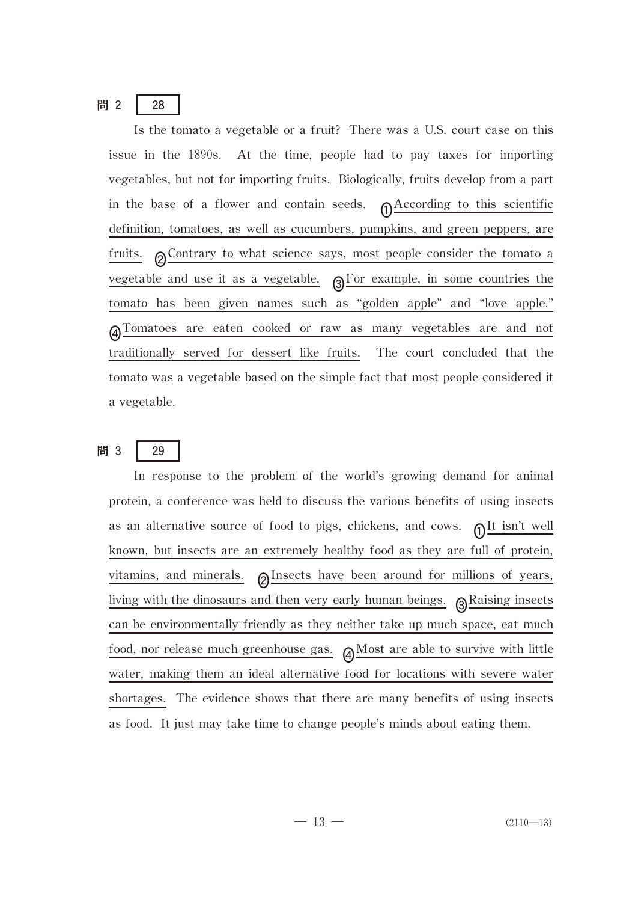問 2 [ 28 ]

Is the tomato a vegetable or a fruit? There was a U.S. court case on this issue in the 1890s. At the time, people had to pay taxes for importing vegetables, but not for importing fruits. Biologically, fruits develop from a part in the base of a flower and contain seeds. ① According to this scientific definition, tomatoes, as well as cucumbers, pumpkins, and green peppers, are fruits. ② Contrary to what science says, most people consider the tomato a vegetable and use it as a vegetable. ③ For example, in some countries the tomato has been given names such as "golden apple" and "love apple." ④ Tomatoes are eaten cooked or raw as many vegetables are and not traditionally served for dessert like fruits. The court concluded that the tomato was a vegetable based on the simple fact that most people considered it a vegetable.

問 3 [ 29 ]

In response to the problem of the world's growing demand for animal protein, a conference was held to discuss the various benefits of using insects as an alternative source of food to pigs, chickens, and cows. ① It isn't well known, but insects are an extremely healthy food as they are full of protein, vitamins, and minerals. ② Insects have been around for millions of years, living with the dinosaurs and then very early human beings. ③ Raising insects can be environmentally friendly as they neither take up much space, eat much food, nor release much greenhouse gas. ④ Most are able to survive with little water, making them an ideal alternative food for locations with severe water shortages. The evidence shows that there are many benefits of using insects as food. It just may take time to change people's minds about eating them.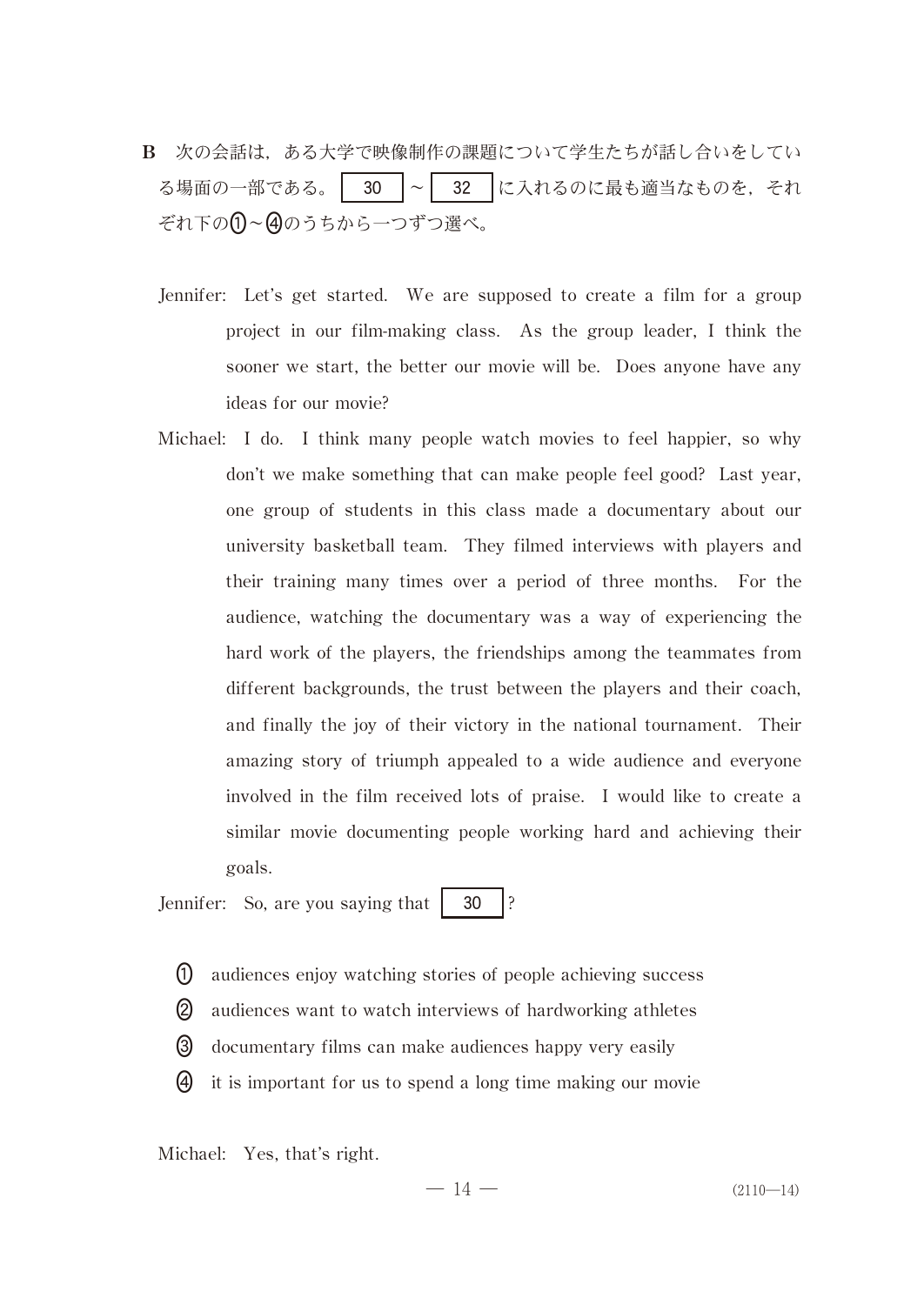**B** 次の会話は，ある大学で映像制作の課題について学生たちが話し合いをしている場面の一部である。 30 ～ 32 に入れるのに最も適当なものを，それぞれ下の①～④のうちから一つずつ選べ。

Jennifer: Let's get started. We are supposed to create a film for a group project in our film-making class. As the group leader, I think the sooner we start, the better our movie will be. Does anyone have any ideas for our movie?

Michael: I do. I think many people watch movies to feel happier, so why don't we make something that can make people feel good? Last year, one group of students in this class made a documentary about our university basketball team. They filmed interviews with players and their training many times over a period of three months. For the audience, watching the documentary was a way of experiencing the hard work of the players, the friendships among the teammates from different backgrounds, the trust between the players and their coach, and finally the joy of their victory in the national tournament. Their amazing story of triumph appealed to a wide audience and everyone involved in the film received lots of praise. I would like to create a similar movie documenting people working hard and achieving their goals.

Jennifer: So, are you saying that 30 ?

① audiences enjoy watching stories of people achieving success

② audiences want to watch interviews of hardworking athletes

③ documentary films can make audiences happy very easily

④ it is important for us to spend a long time making our movie

Michael: Yes, that's right.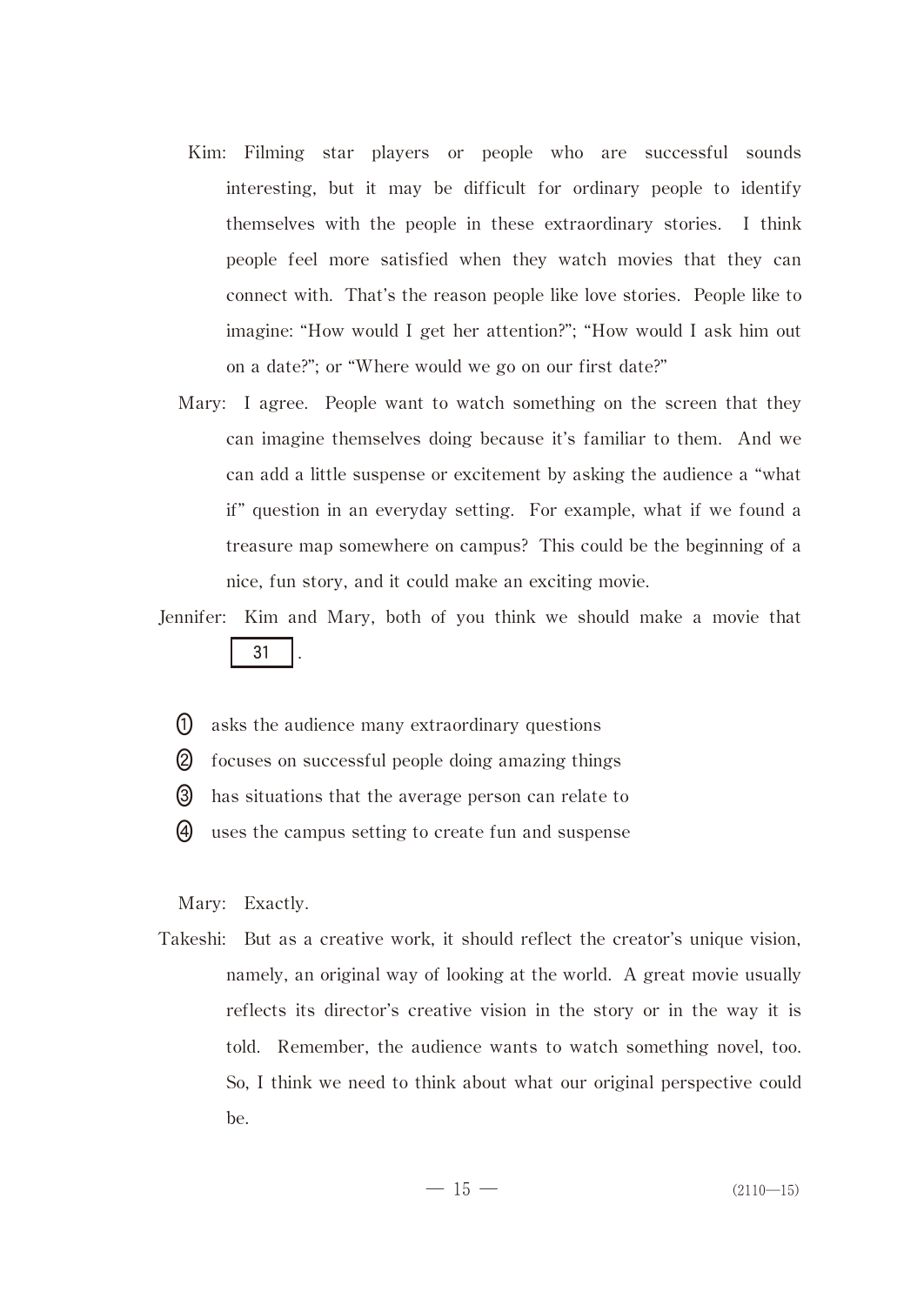Kim: Filming star players or people who are successful sounds interesting, but it may be difficult for ordinary people to identify themselves with the people in these extraordinary stories. I think people feel more satisfied when they watch movies that they can connect with. That's the reason people like love stories. People like to imagine: "How would I get her attention?"; "How would I ask him out on a date?"; or "Where would we go on our first date?"

Mary: I agree. People want to watch something on the screen that they can imagine themselves doing because it's familiar to them. And we can add a little suspense or excitement by asking the audience a "what if" question in an everyday setting. For example, what if we found a treasure map somewhere on campus? This could be the beginning of a nice, fun story, and it could make an exciting movie.

Jennifer: Kim and Mary, both of you think we should make a movie that [ 31 ].

① asks the audience many extraordinary questions
② focuses on successful people doing amazing things
③ has situations that the average person can relate to
④ uses the campus setting to create fun and suspense

Mary: Exactly.

Takeshi: But as a creative work, it should reflect the creator's unique vision, namely, an original way of looking at the world. A great movie usually reflects its director's creative vision in the story or in the way it is told. Remember, the audience wants to watch something novel, too. So, I think we need to think about what our original perspective could be.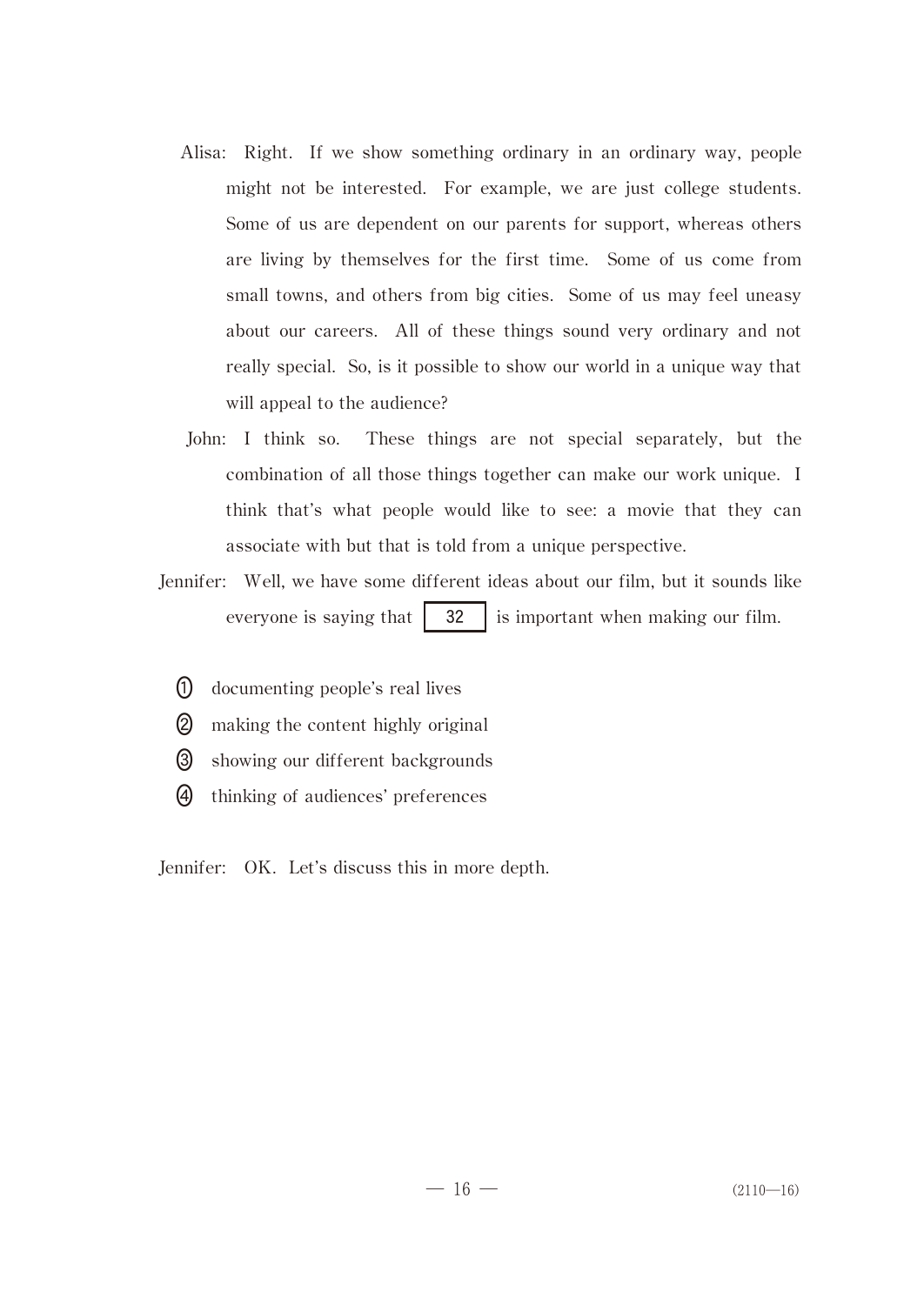Alisa: Right. If we show something ordinary in an ordinary way, people might not be interested. For example, we are just college students. Some of us are dependent on our parents for support, whereas others are living by themselves for the first time. Some of us come from small towns, and others from big cities. Some of us may feel uneasy about our careers. All of these things sound very ordinary and not really special. So, is it possible to show our world in a unique way that will appear to the audience?

John: I think so. These things are not special separately, but the combination of all those things together can make our work unique. I think that's what people would like to see: a movie that they can associate with but that is told from a unique perspective.

Jennifer: Well, we have some different ideas about our film, but it sounds like everyone is saying that [ 32 ] is important when making our film.

① documenting people's real lives
② making the content highly original
③ showing our different backgrounds
④ thinking of audiences' preferences

Jennifer: OK. Let's discuss this in more depth.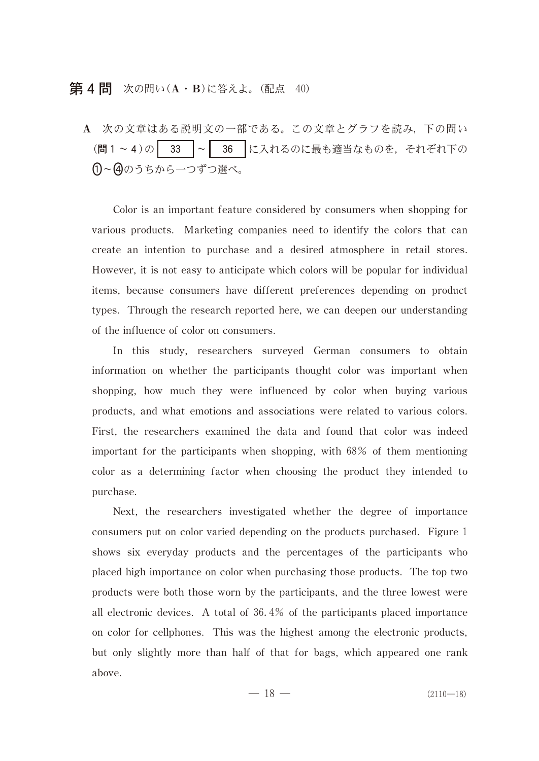## 第 4 問　次の問い(**A**・**B**)に答えよ。(配点　40)

**A**　次の文章はある説明文の一部である。この文章とグラフを読み，下の問い(**問** 1 ～ 4)の [ 33 ] ～ [ 36 ] に入れるのに最も適当なものを，それぞれ下の①～④のうちから一つずつ選べ。

Color is an important feature considered by consumers when shopping for various products. Marketing companies need to identify the colors that can create an intention to purchase and a desired atmosphere in retail stores. However, it is not easy to anticipate which colors will be popular for individual items, because consumers have different preferences depending on product types. Through the research reported here, we can deepen our understanding of the influence of color on consumers.

In this study, researchers surveyed German consumers to obtain information on whether the participants thought color was important when shopping, how much they were influenced by color when buying various products, and what emotions and associations were related to various colors. First, the researchers examined the data and found that color was indeed important for the participants when shopping, with 68% of them mentioning color as a determining factor when choosing the product they intended to purchase.

Next, the researchers investigated whether the degree of importance consumers put on color varied depending on the products purchased. Figure 1 shows six everyday products and the percentages of the participants who placed high importance on color when purchasing those products. The top two products were both those worn by the participants, and the three lowest were all electronic devices. A total of 36.4% of the participants placed importance on color for cellphones. This was the highest among the electronic products, but only slightly more than half of that for bags, which appeared one rank above.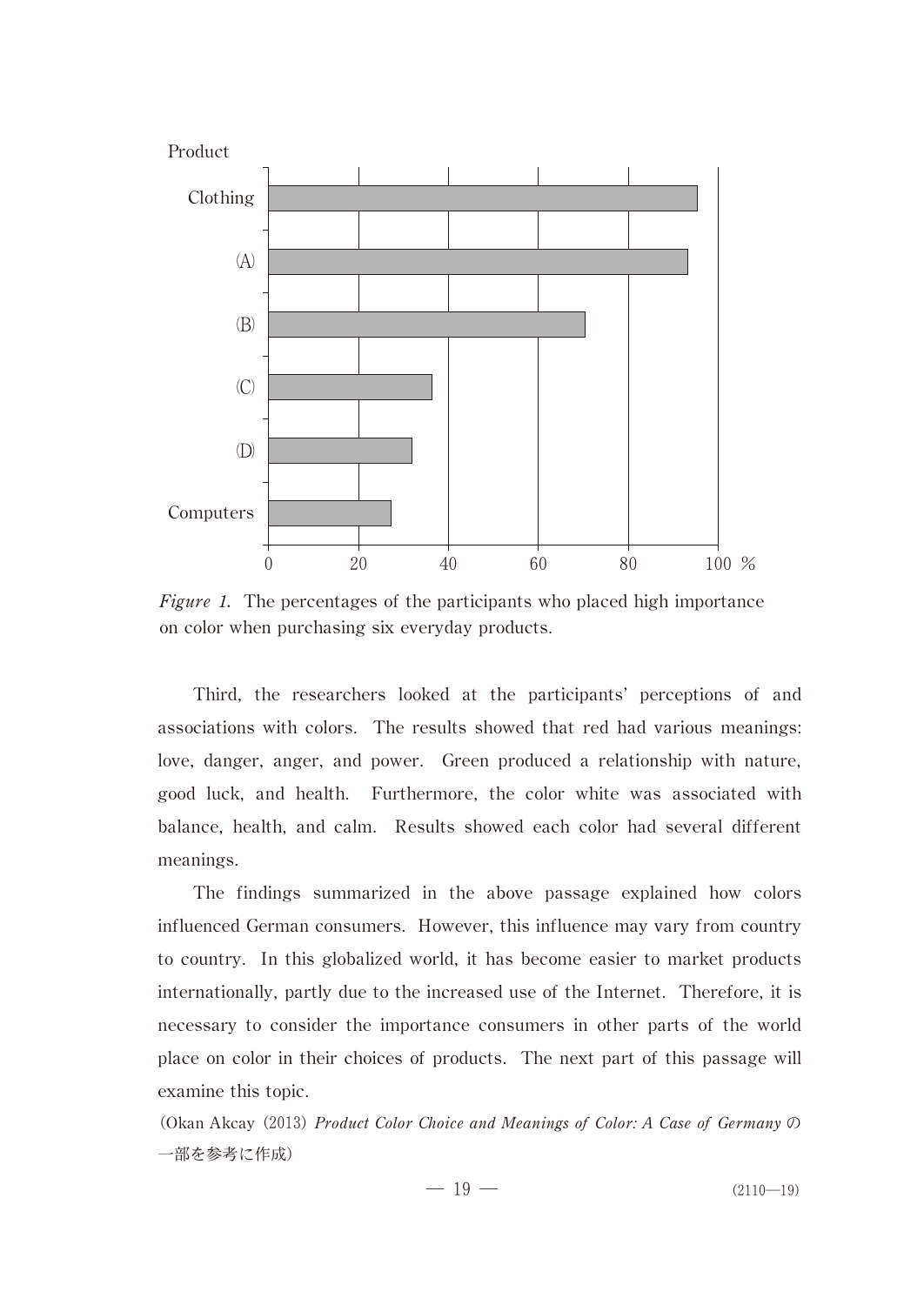Product

Clothing

(A)

(B)

(C)

(D)

Computers

0 20 40 60 80 100 %

*Figure 1.* The percentages of the participants who placed high importance on color when purchasing six everyday products.

Third, the researchers looked at the participants' perceptions of and associations with colors. The results showed that red had various meanings: love, danger, anger, and power. Green produced a relationship with nature, good luck, and health. Furthermore, the color white was associated with balance, health, and calm. Results showed each color had several different meanings.

The findings summarized in the above passage explained how colors influenced German consumers. However, this influence may vary from country to country. In this globalized world, it has become easier to market products internationally, partly due to the increased use of the Internet. Therefore, it is necessary to consider the importance consumers in other parts of the world place on color in their choices of products. The next part of this passage will examine this topic.

（Okan Akcay (2013) *Product Color Choice and Meanings of Color: A Case of Germany* の一部を参考に作成）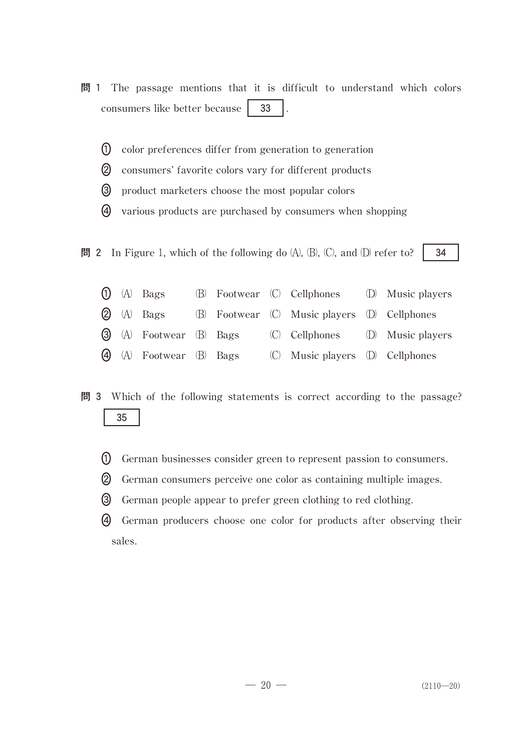**問 1** The passage mentions that it is difficult to understand which colors consumers like better because 33 .

① color preferences differ from generation to generation

② consumers' favorite colors vary for different products

③ product marketers choose the most popular colors

④ various products are purchased by consumers when shopping

**問 2** In Figure 1, which of the following do (A), (B), (C), and (D) refer to? 34

| | | | | |
|---|---|---|---|---|
| ① | (A) Bags | (B) Footwear | (C) Cellphones | (D) Music players |
| ② | (A) Bags | (B) Footwear | (C) Music players | (D) Cellphones |
| ③ | (A) Footwear | (B) Bags | (C) Cellphones | (D) Music players |
| ④ | (A) Footwear | (B) Bags | (C) Music players | (D) Cellphones |

**問 3** Which of the following statements is correct according to the passage? 35

① German businesses consider green to represent passion to consumers.

② German consumers perceive one color as containing multiple images.

③ German people appear to prefer green clothing to red clothing.

④ German producers choose one color for products after observing their sales.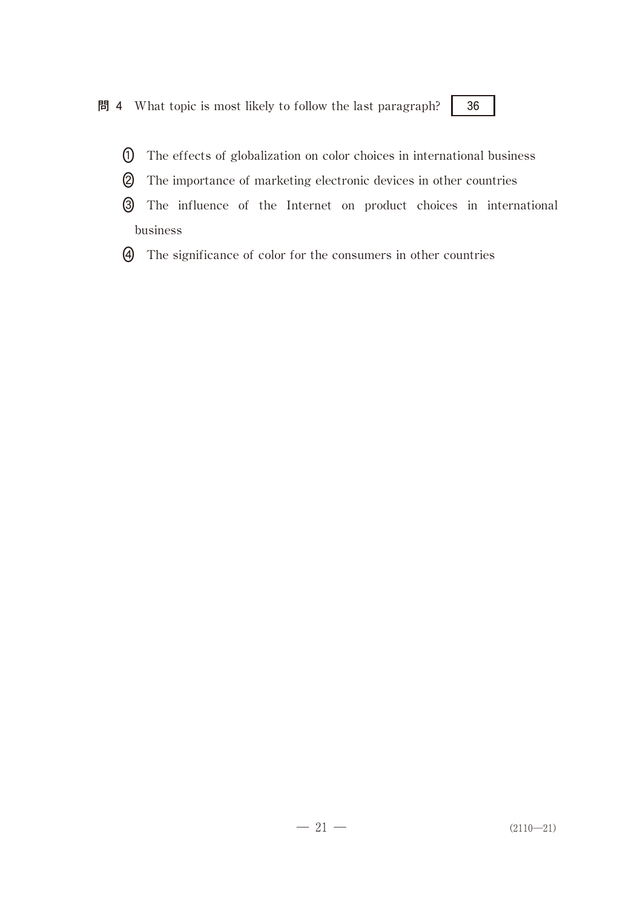**問 4** What topic is most likely to follow the last paragraph? [ 36 ]

① The effects of globalization on color choices in international business

② The importance of marketing electronic devices in other countries

③ The influence of the Internet on product choices in international business

④ The significance of color for the consumers in other countries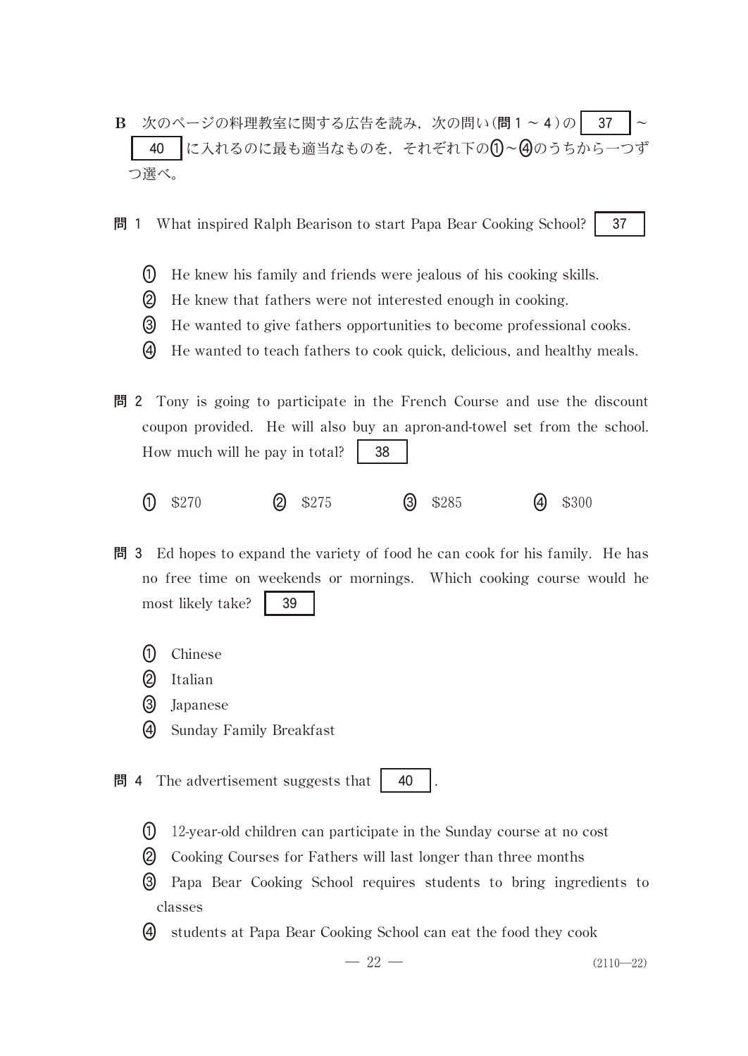**B** 次のページの料理教室に関する広告を読み，次の問い(**問 1 ～ 4**)の 37 ～ 40 に入れるのに最も適当なものを，それぞれ下の①～④のうちから一つずつ選べ。

**問 1** What inspired Ralph Bearison to start Papa Bear Cooking School? 37

① He knew his family and friends were jealous of his cooking skills.
② He knew that fathers were not interested enough in cooking.
③ He wanted to give fathers opportunities to become professional cooks.
④ He wanted to teach fathers to cook quick, delicious, and healthy meals.

**問 2** Tony is going to participate in the French Course and use the discount coupon provided. He will also buy an apron-and-towel set from the school. How much will he pay in total? 38

① $270　　② $275　　③ $285　　④ $300

**問 3** Ed hopes to expand the variety of food he can cook for his family. He has no free time on weekends or mornings. Which cooking course would he most likely take? 39

① Chinese
② Italian
③ Japanese
④ Sunday Family Breakfast

**問 4** The advertisement suggests that 40 .

① 12-year-old children can participate in the Sunday course at no cost
② Cooking Courses for Fathers will last longer than three months
③ Papa Bear Cooking School requires students to bring ingredients to classes
④ students at Papa Bear Cooking School can eat the food they cook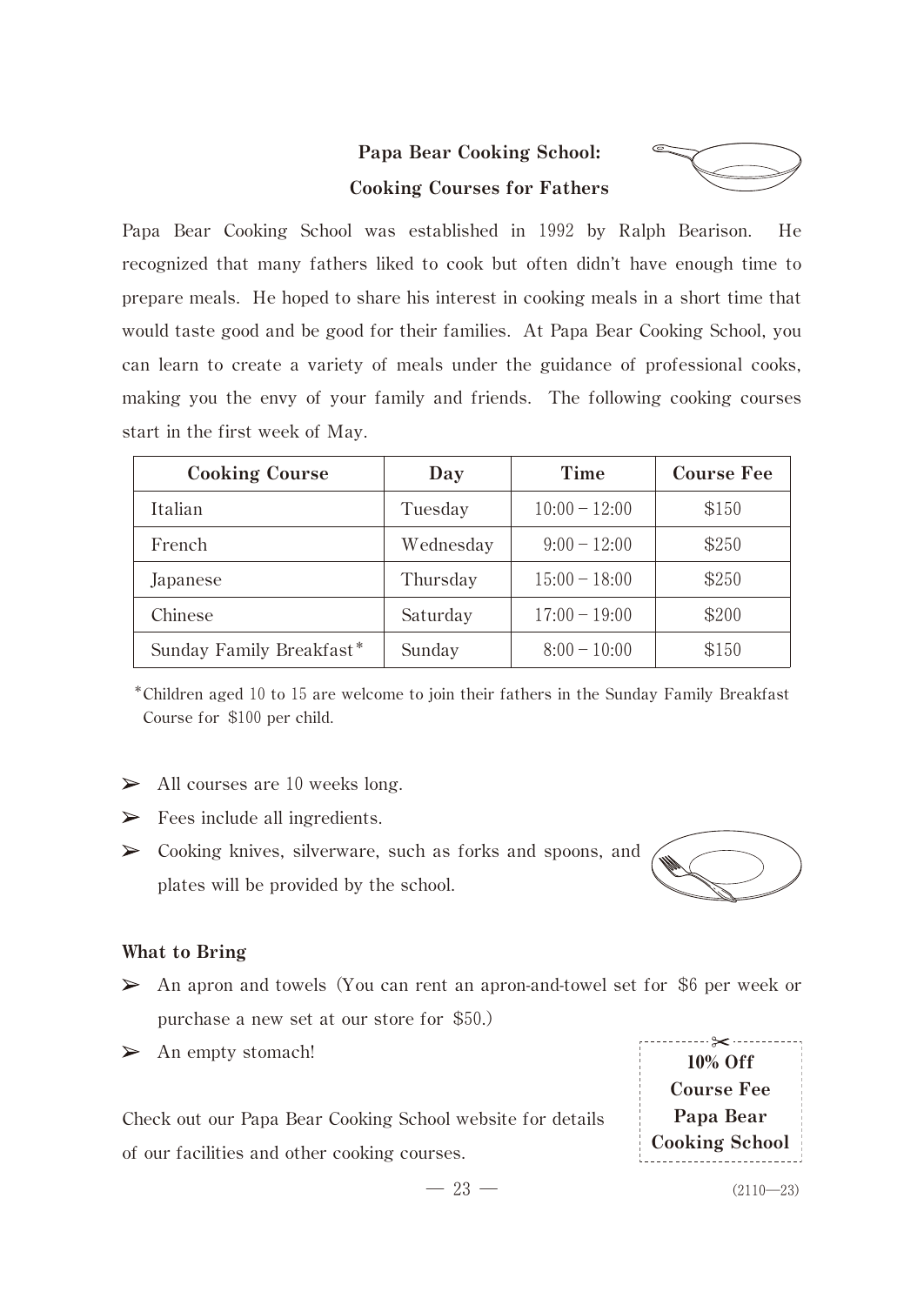## Papa Bear Cooking School:
## Cooking Courses for Fathers

Papa Bear Cooking School was established in 1992 by Ralph Bearison. He recognized that many fathers liked to cook but often didn't have enough time to prepare meals. He hoped to share his interest in cooking meals in a short time that would taste good and be good for their families. At Papa Bear Cooking School, you can learn to create a variety of meals under the guidance of professional cooks, making you the envy of your family and friends. The following cooking courses start in the first week of May.

| Cooking Course | Day | Time | Course Fee |
|---|---|---|---|
| Italian | Tuesday | 10:00 – 12:00 | $150 |
| French | Wednesday | 9:00 – 12:00 | $250 |
| Japanese | Thursday | 15:00 – 18:00 | $250 |
| Chinese | Saturday | 17:00 – 19:00 | $200 |
| Sunday Family Breakfast* | Sunday | 8:00 – 10:00 | $150 |

*Children aged 10 to 15 are welcome to join their fathers in the Sunday Family Breakfast Course for $100 per child.

- All courses are 10 weeks long.
- Fees include all ingredients.
- Cooking knives, silverware, such as forks and spoons, and plates will be provided by the school.

### What to Bring

- An apron and towels (You can rent an apron-and-towel set for $6 per week or purchase a new set at our store for $50.)
- An empty stomach!

Check out our Papa Bear Cooking School website for details of our facilities and other cooking courses.

**10% Off Course Fee Papa Bear Cooking School**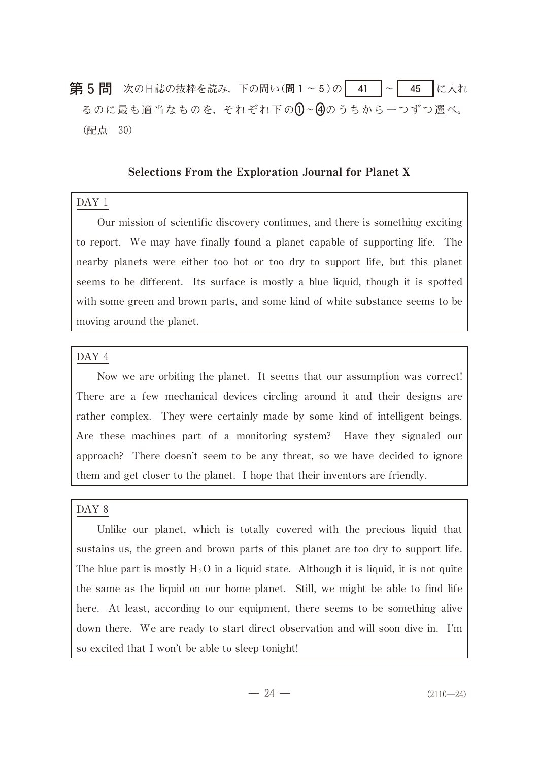**第５問** 次の日誌の抜粋を読み，下の問い(**問１～５**)の 41 ～ 45 に入れるのに最も適当なものを，それぞれ下の①～④のうちから一つずつ選べ。(配点 30)

### Selections From the Exploration Journal for Planet X

DAY 1

Our mission of scientific discovery continues, and there is something exciting to report. We may have finally found a planet capable of supporting life. The nearby planets were either too hot or too dry to support life, but this planet seems to be different. Its surface is mostly a blue liquid, though it is spotted with some green and brown parts, and some kind of white substance seems to be moving around the planet.

DAY 4

Now we are orbiting the planet. It seems that our assumption was correct! There are a few mechanical devices circling around it and their designs are rather complex. They were certainly made by some kind of intelligent beings. Are these machines part of a monitoring system? Have they signaled our approach? There doesn't seem to be any threat, so we have decided to ignore them and get closer to the planet. I hope that their inventors are friendly.

DAY 8

Unlike our planet, which is totally covered with the precious liquid that sustains us, the green and brown parts of this planet are too dry to support life. The blue part is mostly $H_2O$ in a liquid state. Although it is liquid, it is not quite the same as the liquid on our home planet. Still, we might be able to find life here. At least, according to our equipment, there seems to be something alive down there. We are ready to start direct observation and will soon dive in. I'm so excited that I won't be able to sleep tonight!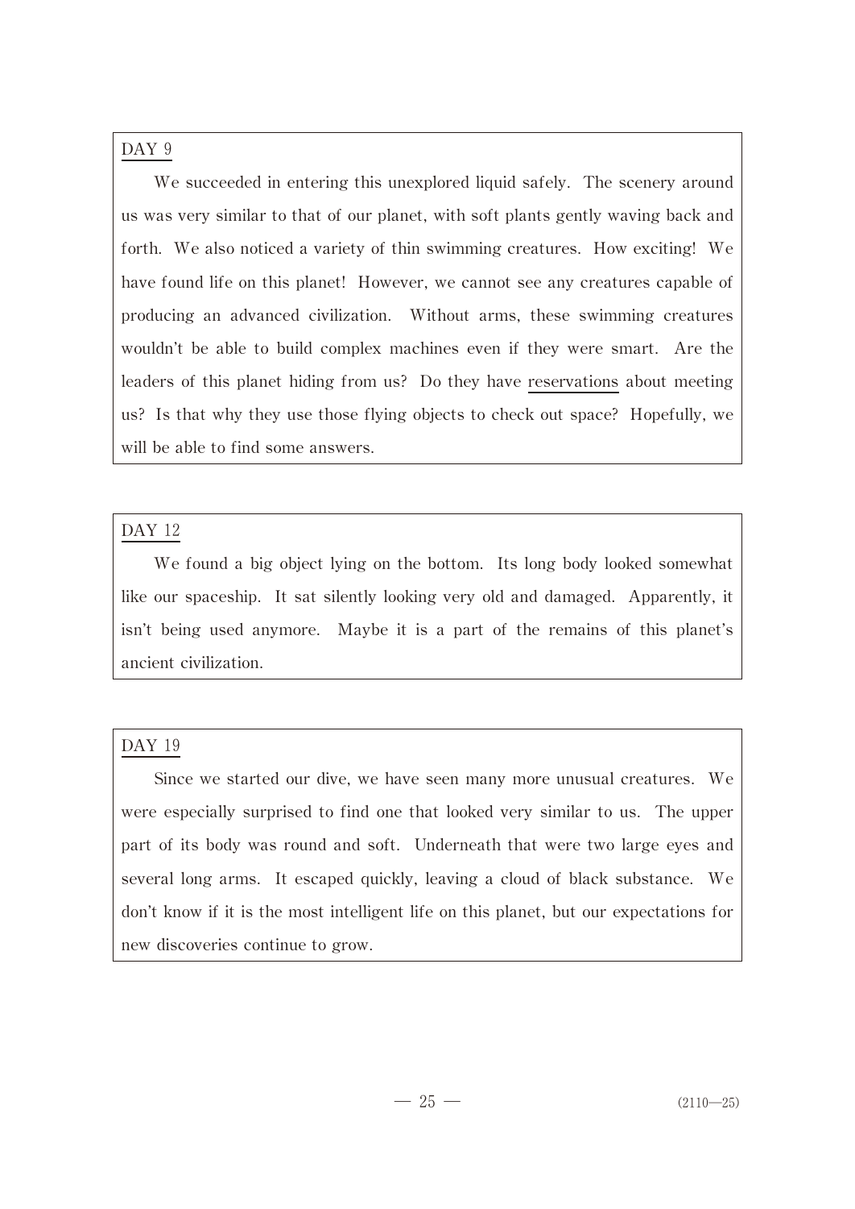DAY 9

We succeeded in entering this unexplored liquid safely. The scenery around us was very similar to that of our planet, with soft plants gently waving back and forth. We also noticed a variety of thin swimming creatures. How exciting! We have found life on this planet! However, we cannot see any creatures capable of producing an advanced civilization. Without arms, these swimming creatures wouldn't be able to build complex machines even if they were smart. Are the leaders of this planet hiding from us? Do they have <u>reservations</u> about meeting us? Is that why they use those flying objects to check out space? Hopefully, we will be able to find some answers.

DAY 12

We found a big object lying on the bottom. Its long body looked somewhat like our spaceship. It sat silently looking very old and damaged. Apparently, it isn't being used anymore. Maybe it is a part of the remains of this planet's ancient civilization.

DAY 19

Since we started our dive, we have seen many more unusual creatures. We were especially surprised to find one that looked very similar to us. The upper part of its body was round and soft. Underneath that were two large eyes and several long arms. It escaped quickly, leaving a cloud of black substance. We don't know if it is the most intelligent life on this planet, but our expectations for new discoveries continue to grow.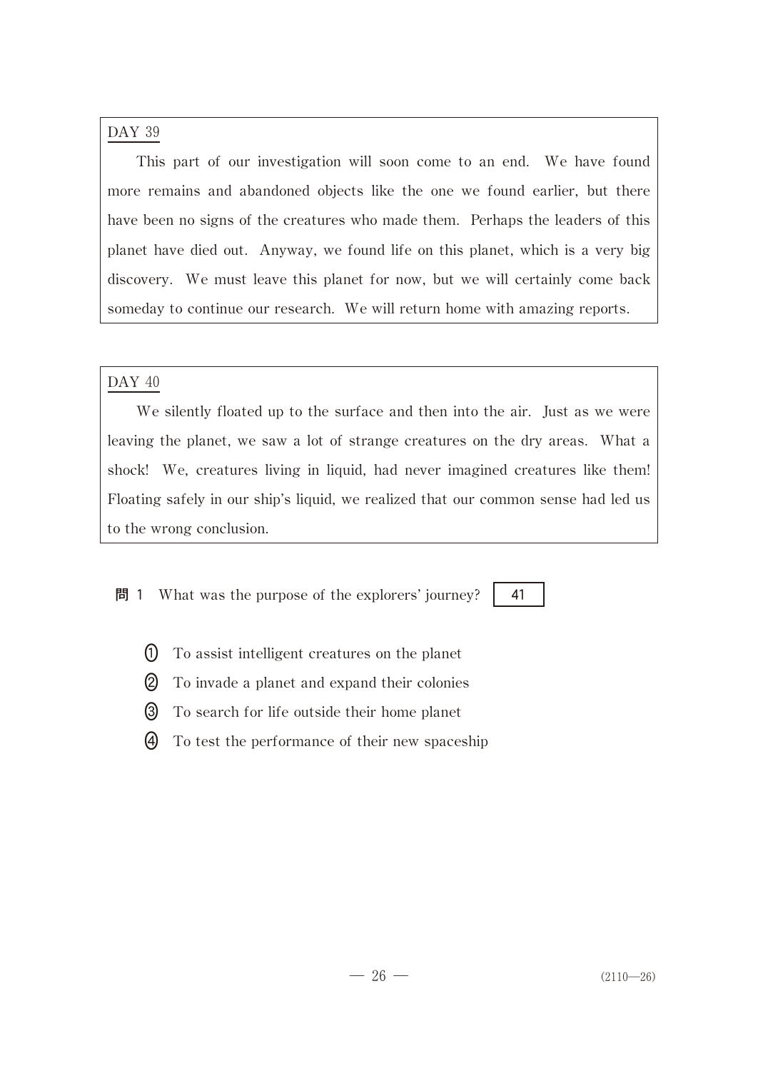DAY 39

This part of our investigation will soon come to an end. We have found more remains and abandoned objects like the one we found earlier, but there have been no signs of the creatures who made them. Perhaps the leaders of this planet have died out. Anyway, we found life on this planet, which is a very big discovery. We must leave this planet for now, but we will certainly come back someday to continue our research. We will return home with amazing reports.

DAY 40

We silently floated up to the surface and then into the air. Just as we were leaving the planet, we saw a lot of strange creatures on the dry areas. What a shock! We, creatures living in liquid, had never imagined creatures like them! Floating safely in our ship's liquid, we realized that our common sense had led us to the wrong conclusion.

**問 1** What was the purpose of the explorers' journey? 41

① To assist intelligent creatures on the planet

② To invade a planet and expand their colonies

③ To search for life outside their home planet

④ To test the performance of their new spaceship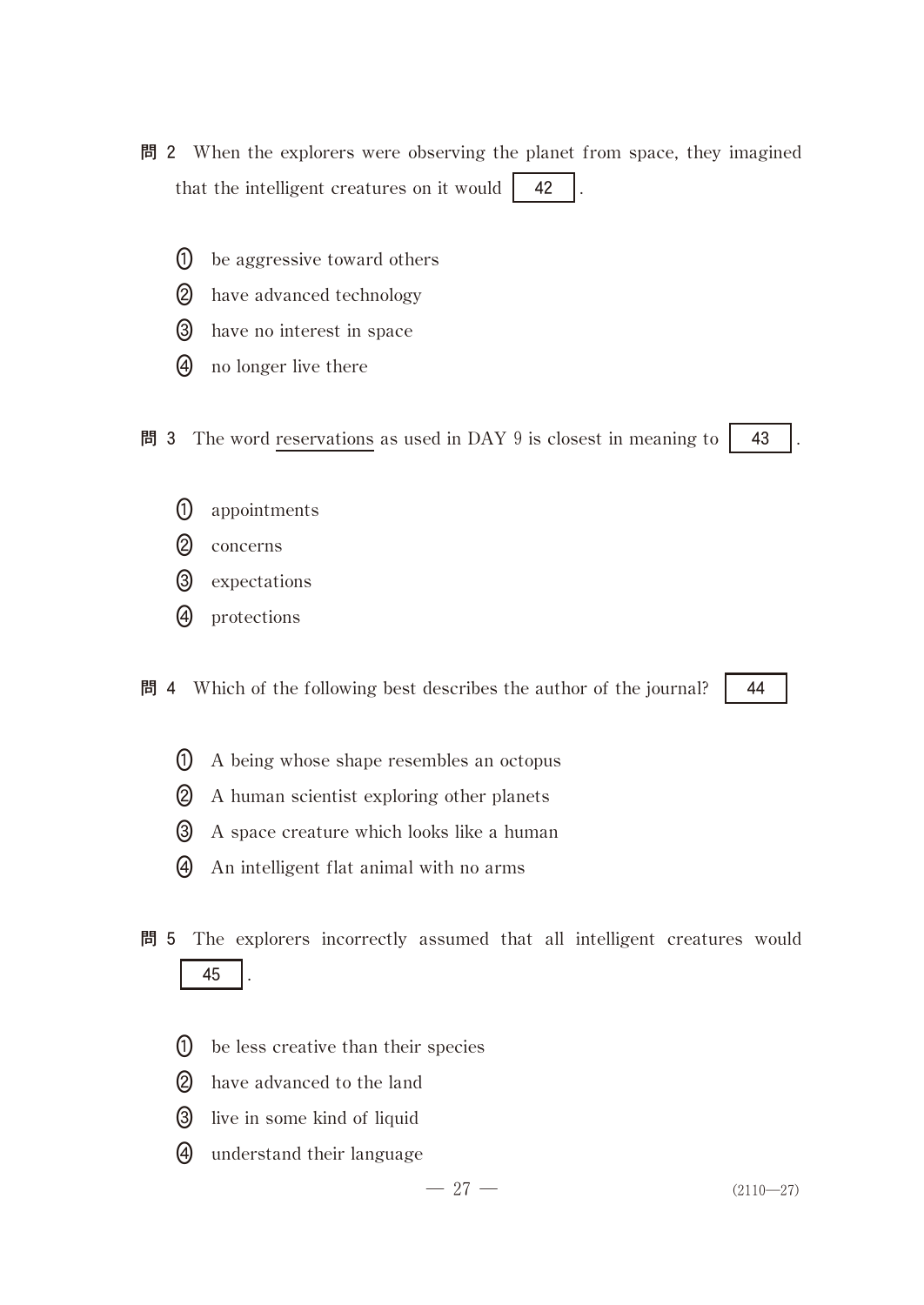問 2 When the explorers were observing the planet from space, they imagined that the intelligent creatures on it would **42** .

① be aggressive toward others
② have advanced technology
③ have no interest in space
④ no longer live there

問 3 The word reservations as used in DAY 9 is closest in meaning to **43** .

① appointments
② concerns
③ expectations
④ protections

問 4 Which of the following best describes the author of the journal? **44**

① A being whose shape resembles an octopus
② A human scientist exploring other planets
③ A space creature which looks like a human
④ An intelligent flat animal with no arms

問 5 The explorers incorrectly assumed that all intelligent creatures would **45** .

① be less creative than their species
② have advanced to the land
③ live in some kind of liquid
④ understand their language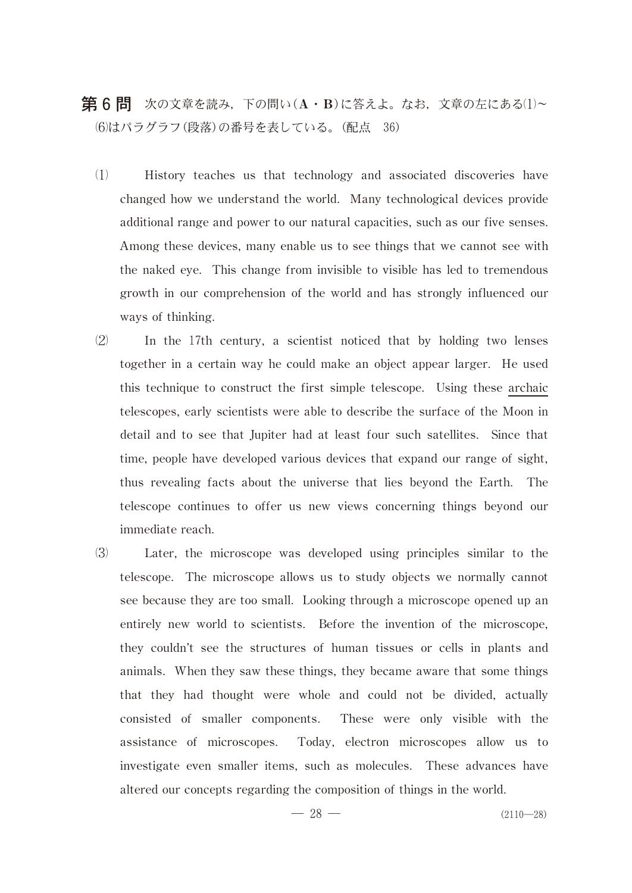**第 6 問**　次の文章を読み，下の問い(**A**・**B**)に答えよ。なお，文章の左にある⑴〜⑹はパラグラフ(段落)の番号を表している。(配点　36)

⑴　History teaches us that technology and associated discoveries have changed how we understand the world. Many technological devices provide additional range and power to our natural capacities, such as our five senses. Among these devices, many enable us to see things that we cannot see with the naked eye. This change from invisible to visible has led to tremendous growth in our comprehension of the world and has strongly influenced our ways of thinking.

⑵　In the 17th century, a scientist noticed that by holding two lenses together in a certain way he could make an object appear larger. He used this technique to construct the first simple telescope. Using these archaic telescopes, early scientists were able to describe the surface of the Moon in detail and to see that Jupiter had at least four such satellites. Since that time, people have developed various devices that expand our range of sight, thus revealing facts about the universe that lies beyond the Earth. The telescope continues to offer us new views concerning things beyond our immediate reach.

⑶　Later, the microscope was developed using principles similar to the telescope. The microscope allows us to study objects we normally cannot see because they are too small. Looking through a microscope opened up an entirely new world to scientists. Before the invention of the microscope, they couldn't see the structures of human tissues or cells in plants and animals. When they saw these things, they became aware that some things that they had thought were whole and could not be divided, actually consisted of smaller components. These were only visible with the assistance of microscopes. Today, electron microscopes allow us to investigate even smaller items, such as molecules. These advances have altered our concepts regarding the composition of things in the world.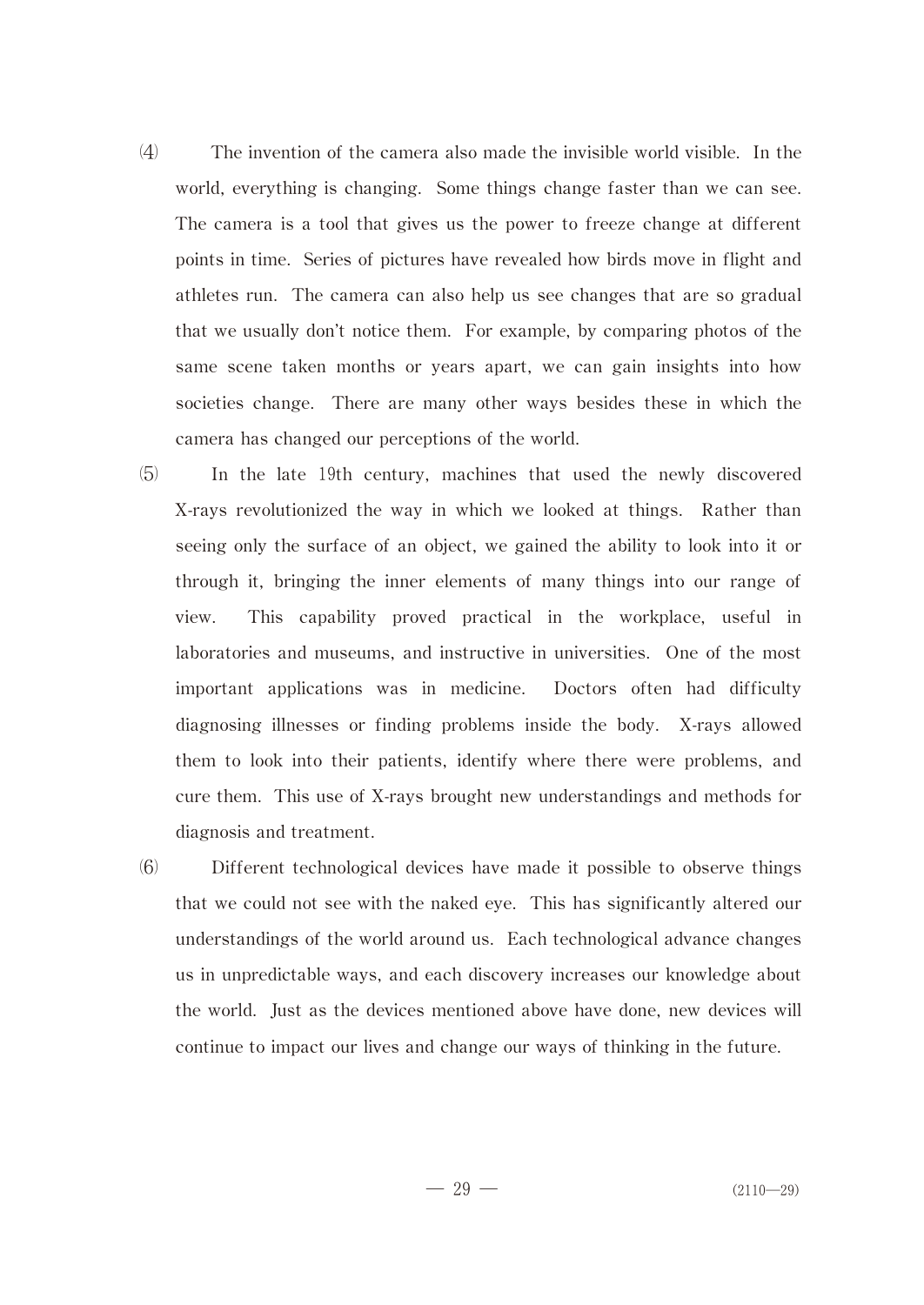(4) The invention of the camera also made the invisible world visible. In the world, everything is changing. Some things change faster than we can see. The camera is a tool that gives us the power to freeze change at different points in time. Series of pictures have revealed how birds move in flight and athletes run. The camera can also help us see changes that are so gradual that we usually don't notice them. For example, by comparing photos of the same scene taken months or years apart, we can gain insights into how societies change. There are many other ways besides these in which the camera has changed our perceptions of the world.

(5) In the late 19th century, machines that used the newly discovered X-rays revolutionized the way in which we looked at things. Rather than seeing only the surface of an object, we gained the ability to look into it or through it, bringing the inner elements of many things into our range of view. This capability proved practical in the workplace, useful in laboratories and museums, and instructive in universities. One of the most important applications was in medicine. Doctors often had difficulty diagnosing illnesses or finding problems inside the body. X-rays allowed them to look into their patients, identify where there were problems, and cure them. This use of X-rays brought new understandings and methods for diagnosis and treatment.

(6) Different technological devices have made it possible to observe things that we could not see with the naked eye. This has significantly altered our understandings of the world around us. Each technological advance changes us in unpredictable ways, and each discovery increases our knowledge about the world. Just as the devices mentioned above have done, new devices will continue to impact our lives and change our ways of thinking in the future.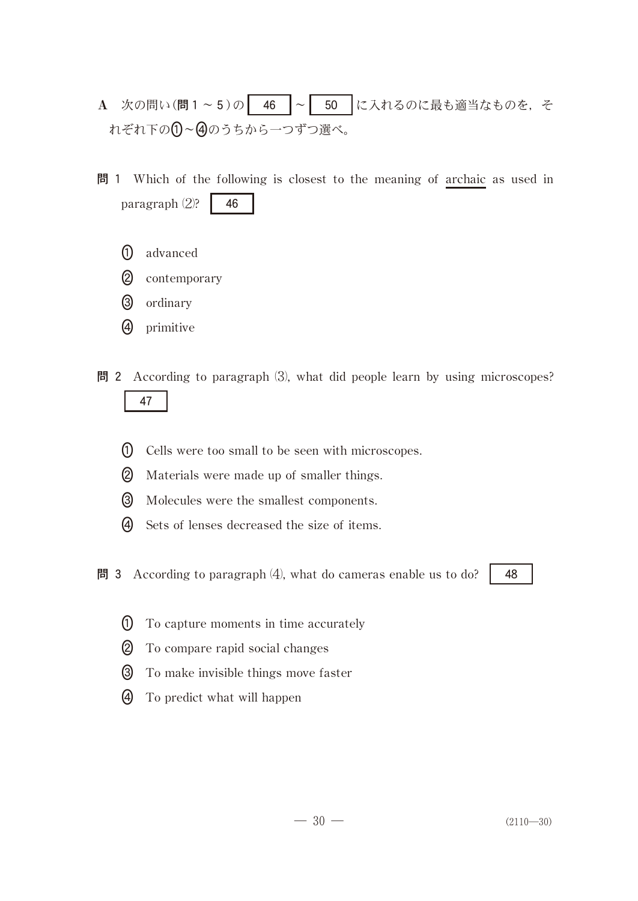**A** 次の問い(**問１～５**)の 46 ～ 50 に入れるのに最も適当なものを，それぞれ下の①～④のうちから一つずつ選べ。

**問 1** Which of the following is closest to the meaning of <u>archaic</u> as used in paragraph (2)? 46

① advanced

② contemporary

③ ordinary

④ primitive

**問 2** According to paragraph (3), what did people learn by using microscopes? 47

① Cells were too small to be seen with microscopes.

② Materials were made up of smaller things.

③ Molecules were the smallest components.

④ Sets of lenses decreased the size of items.

**問 3** According to paragraph (4), what do cameras enable us to do? 48

① To capture moments in time accurately

② To compare rapid social changes

③ To make invisible things move faster

④ To predict what will happen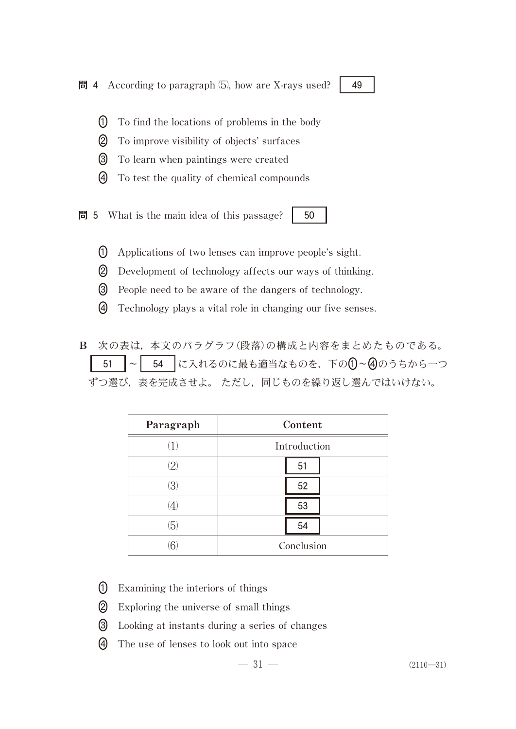**問 4** According to paragraph (5), how are X-rays used? 49

① To find the locations of problems in the body
② To improve visibility of objects' surfaces
③ To learn when paintings were created
④ To test the quality of chemical compounds

**問 5** What is the main idea of this passage? 50

① Applications of two lenses can improve people's sight.
② Development of technology affects our ways of thinking.
③ People need to be aware of the dangers of technology.
④ Technology plays a vital role in changing our five senses.

**B** 次の表は，本文のパラグラフ(段落)の構成と内容をまとめたものである。51 ～ 54 に入れるのに最も適当なものを，下の①～④のうちから一つずつ選び，表を完成させよ。ただし，同じものを繰り返し選んではいけない。

| Paragraph | Content |
|---|---|
| (1) | Introduction |
| (2) | 51 |
| (3) | 52 |
| (4) | 53 |
| (5) | 54 |
| (6) | Conclusion |

① Examining the interiors of things
② Exploring the universe of small things
③ Looking at instants during a series of changes
④ The use of lenses to look out into space